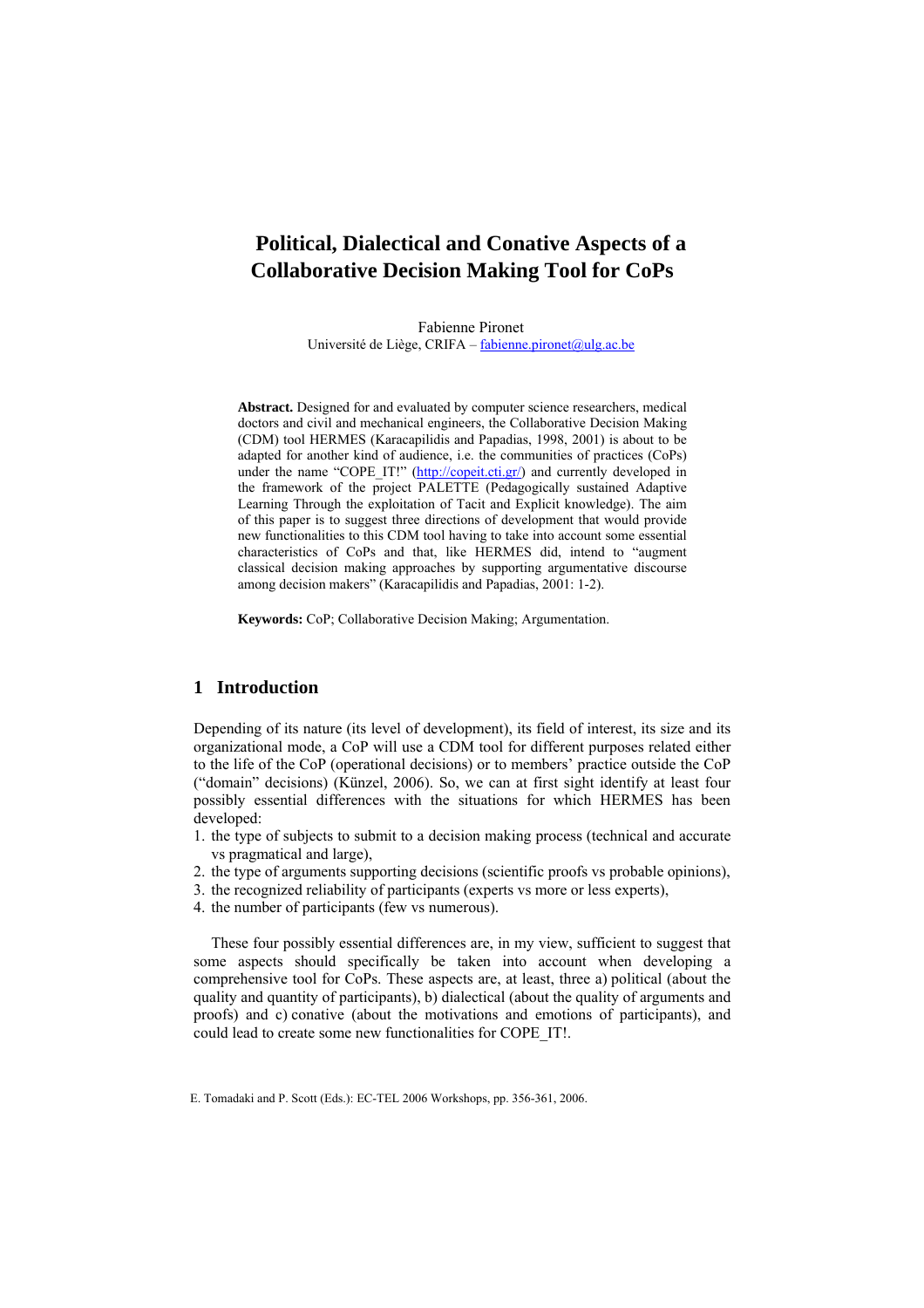# Political, Dialectical and Conative Aspects of a Collaborative Decision Making Tool for CoPs

Fabienne Pironet
Université de Liège, CRIFA – fabienne.pironet@ulg.ac.be

**Abstract.** Designed for and evaluated by computer science researchers, medical doctors and civil and mechanical engineers, the Collaborative Decision Making (CDM) tool HERMES (Karacapilidis and Papadias, 1998, 2001) is about to be adapted for another kind of audience, i.e. the communities of practices (CoPs) under the name "COPE_IT!" (http://copeit.cti.gr/) and currently developed in the framework of the project PALETTE (Pedagogically sustained Adaptive Learning Through the exploitation of Tacit and Explicit knowledge). The aim of this paper is to suggest three directions of development that would provide new functionalities to this CDM tool having to take into account some essential characteristics of CoPs and that, like HERMES did, intend to "augment classical decision making approaches by supporting argumentative discourse among decision makers" (Karacapilidis and Papadias, 2001: 1-2).

**Keywords:** CoP; Collaborative Decision Making; Argumentation.

## 1 Introduction

Depending of its nature (its level of development), its field of interest, its size and its organizational mode, a CoP will use a CDM tool for different purposes related either to the life of the CoP (operational decisions) or to members' practice outside the CoP ("domain" decisions) (Künzel, 2006). So, we can at first sight identify at least four possibly essential differences with the situations for which HERMES has been developed:

1. the type of subjects to submit to a decision making process (technical and accurate vs pragmatical and large),
2. the type of arguments supporting decisions (scientific proofs vs probable opinions),
3. the recognized reliability of participants (experts vs more or less experts),
4. the number of participants (few vs numerous).

These four possibly essential differences are, in my view, sufficient to suggest that some aspects should specifically be taken into account when developing a comprehensive tool for CoPs. These aspects are, at least, three a) political (about the quality and quantity of participants), b) dialectical (about the quality of arguments and proofs) and c) conative (about the motivations and emotions of participants), and could lead to create some new functionalities for COPE_IT!.

E. Tomadaki and P. Scott (Eds.): EC-TEL 2006 Workshops, pp. 356-361, 2006.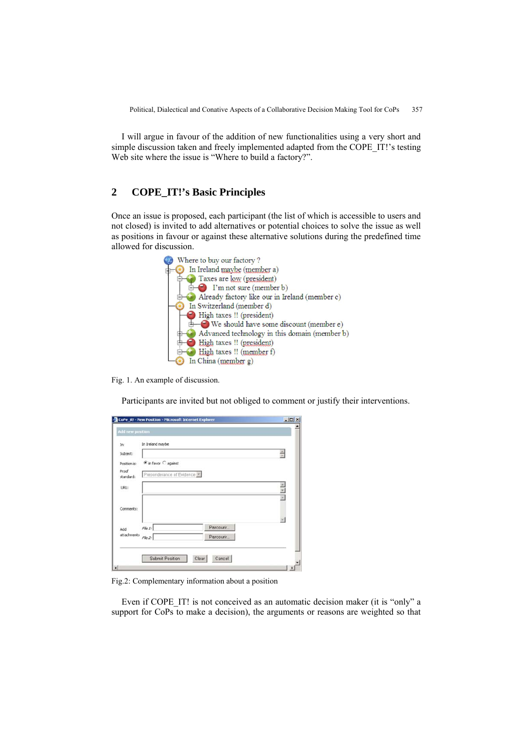I will argue in favour of the addition of new functionalities using a very short and simple discussion taken and freely implemented adapted from the COPE_IT!'s testing Web site where the issue is "Where to build a factory?".

## 2 COPE_IT!'s Basic Principles

Once an issue is proposed, each participant (the list of which is accessible to users and not closed) is invited to add alternatives or potential choices to solve the issue as well as positions in favour or against these alternative solutions during the predefined time allowed for discussion.

- Where to buy our factory ?
  - In Ireland maybe (member a)
    - Taxes are low (president)
      - I'm not sure (member b)
    - Already factory like our in Ireland (member c)
  - In Switzerland (member d)
    - High taxes !! (president)
      - We should have some discount (member e)
    - Advanced technology in this domain (member b)
    - High taxes !! (president)
    - High taxes !! (member f)
  - In China (member g)

Fig. 1. An example of discussion.

Participants are invited but not obliged to comment or justify their interventions.

Fig.2: Complementary information about a position

Even if COPE_IT! is not conceived as an automatic decision maker (it is "only" a support for CoPs to make a decision), the arguments or reasons are weighted so that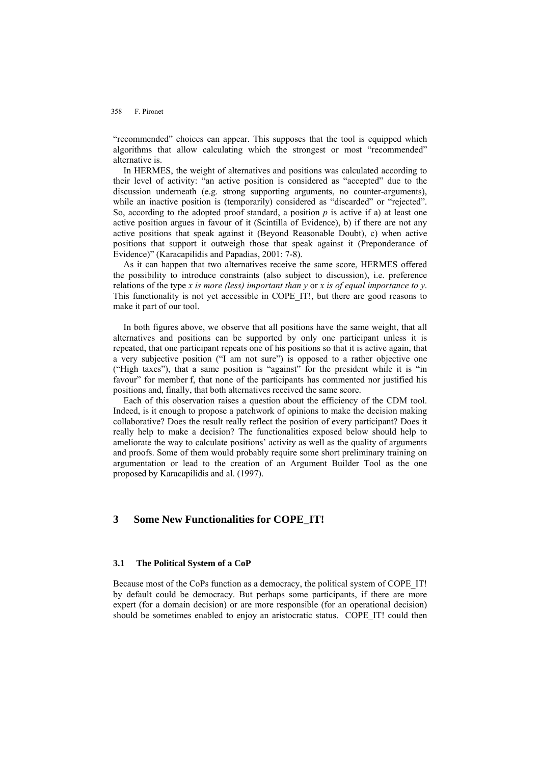"recommended" choices can appear. This supposes that the tool is equipped which algorithms that allow calculating which the strongest or most "recommended" alternative is.

In HERMES, the weight of alternatives and positions was calculated according to their level of activity: "an active position is considered as "accepted" due to the discussion underneath (e.g. strong supporting arguments, no counter-arguments), while an inactive position is (temporarily) considered as "discarded" or "rejected". So, according to the adopted proof standard, a position *p* is active if a) at least one active position argues in favour of it (Scintilla of Evidence), b) if there are not any active positions that speak against it (Beyond Reasonable Doubt), c) when active positions that support it outweigh those that speak against it (Preponderance of Evidence)" (Karacapilidis and Papadias, 2001: 7-8).

As it can happen that two alternatives receive the same score, HERMES offered the possibility to introduce constraints (also subject to discussion), i.e. preference relations of the type *x is more (less) important than y* or *x is of equal importance to y*. This functionality is not yet accessible in COPE_IT!, but there are good reasons to make it part of our tool.

In both figures above, we observe that all positions have the same weight, that all alternatives and positions can be supported by only one participant unless it is repeated, that one participant repeats one of his positions so that it is active again, that a very subjective position ("I am not sure") is opposed to a rather objective one ("High taxes"), that a same position is "against" for the president while it is "in favour" for member f, that none of the participants has commented nor justified his positions and, finally, that both alternatives received the same score.

Each of this observation raises a question about the efficiency of the CDM tool. Indeed, is it enough to propose a patchwork of opinions to make the decision making collaborative? Does the result really reflect the position of every participant? Does it really help to make a decision? The functionalities exposed below should help to ameliorate the way to calculate positions' activity as well as the quality of arguments and proofs. Some of them would probably require some short preliminary training on argumentation or lead to the creation of an Argument Builder Tool as the one proposed by Karacapilidis and al. (1997).

## 3 Some New Functionalities for COPE_IT!

### 3.1 The Political System of a CoP

Because most of the CoPs function as a democracy, the political system of COPE_IT! by default could be democracy. But perhaps some participants, if there are more expert (for a domain decision) or are more responsible (for an operational decision) should be sometimes enabled to enjoy an aristocratic status. COPE_IT! could then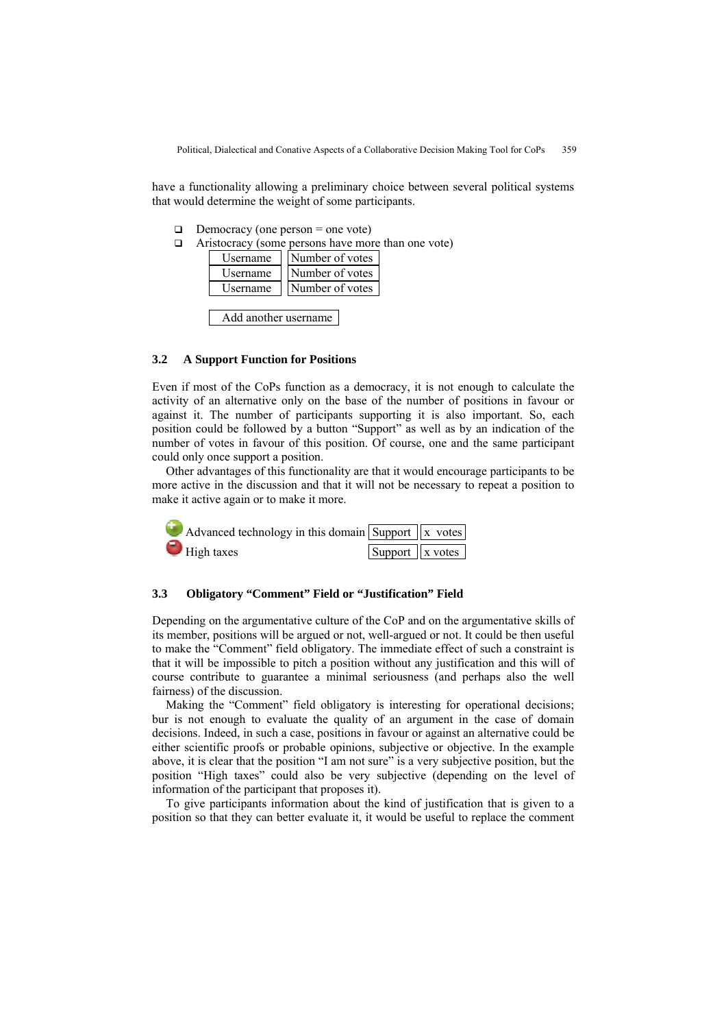have a functionality allowing a preliminary choice between several political systems that would determine the weight of some participants.

- ❑ Democracy (one person = one vote)
- ❑ Aristocracy (some persons have more than one vote)

| Username | Number of votes |
|---|---|
| Username | Number of votes |
| Username | Number of votes |

Add another username

### 3.2 A Support Function for Positions

Even if most of the CoPs function as a democracy, it is not enough to calculate the activity of an alternative only on the base of the number of positions in favour or against it. The number of participants supporting it is also important. So, each position could be followed by a button "Support" as well as by an indication of the number of votes in favour of this position. Of course, one and the same participant could only once support a position.

Other advantages of this functionality are that it would encourage participants to be more active in the discussion and that it will not be necessary to repeat a position to make it active again or to make it more.

| | | |
|---|---|---|
| Advanced technology in this domain | Support | x votes |
| High taxes | Support | x votes |

### 3.3 Obligatory "Comment" Field or "Justification" Field

Depending on the argumentative culture of the CoP and on the argumentative skills of its member, positions will be argued or not, well-argued or not. It could be then useful to make the "Comment" field obligatory. The immediate effect of such a constraint is that it will be impossible to pitch a position without any justification and this will of course contribute to guarantee a minimal seriousness (and perhaps also the well fairness) of the discussion.

Making the "Comment" field obligatory is interesting for operational decisions; bur is not enough to evaluate the quality of an argument in the case of domain decisions. Indeed, in such a case, positions in favour or against an alternative could be either scientific proofs or probable opinions, subjective or objective. In the example above, it is clear that the position "I am not sure" is a very subjective position, but the position "High taxes" could also be very subjective (depending on the level of information of the participant that proposes it).

To give participants information about the kind of justification that is given to a position so that they can better evaluate it, it would be useful to replace the comment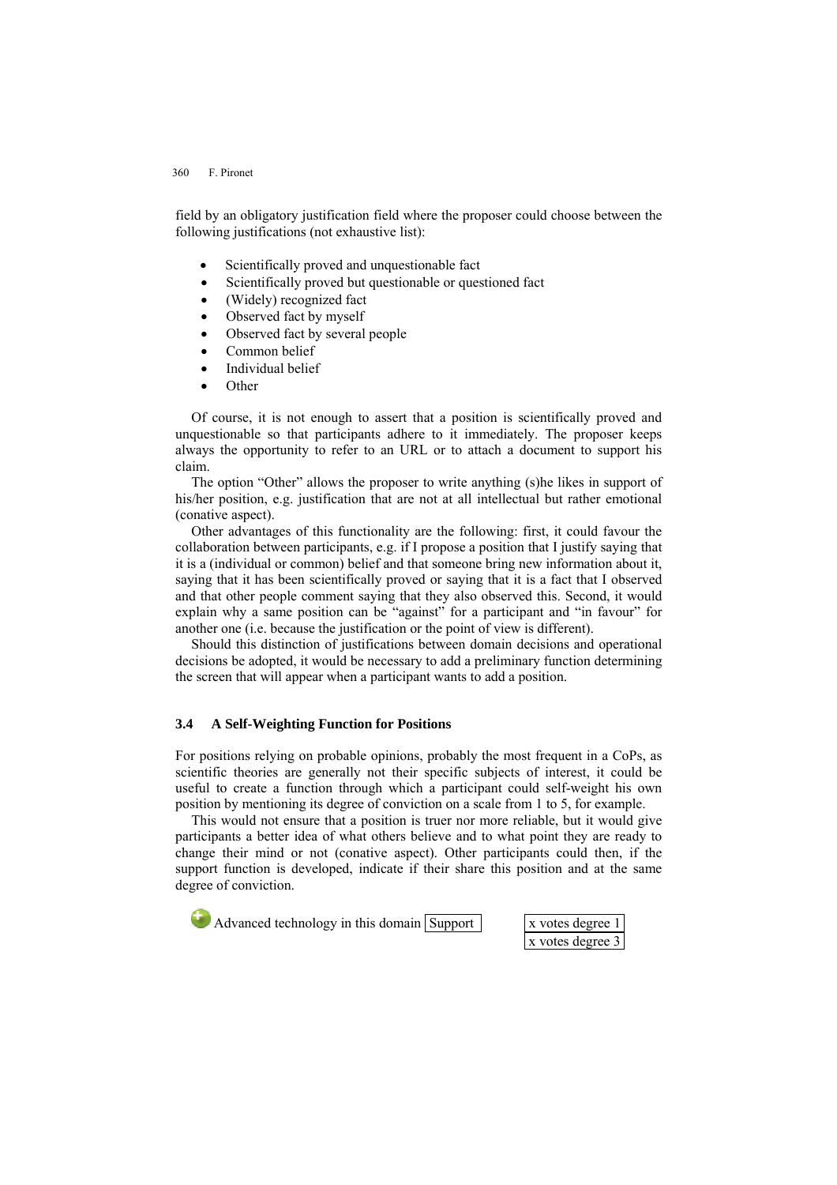field by an obligatory justification field where the proposer could choose between the following justifications (not exhaustive list):

- Scientifically proved and unquestionable fact
- Scientifically proved but questionable or questioned fact
- (Widely) recognized fact
- Observed fact by myself
- Observed fact by several people
- Common belief
- Individual belief
- Other

Of course, it is not enough to assert that a position is scientifically proved and unquestionable so that participants adhere to it immediately. The proposer keeps always the opportunity to refer to an URL or to attach a document to support his claim.

The option "Other" allows the proposer to write anything (s)he likes in support of his/her position, e.g. justification that are not at all intellectual but rather emotional (conative aspect).

Other advantages of this functionality are the following: first, it could favour the collaboration between participants, e.g. if I propose a position that I justify saying that it is a (individual or common) belief and that someone bring new information about it, saying that it has been scientifically proved or saying that it is a fact that I observed and that other people comment saying that they also observed this. Second, it would explain why a same position can be "against" for a participant and "in favour" for another one (i.e. because the justification or the point of view is different).

Should this distinction of justifications between domain decisions and operational decisions be adopted, it would be necessary to add a preliminary function determining the screen that will appear when a participant wants to add a position.

### 3.4 A Self-Weighting Function for Positions

For positions relying on probable opinions, probably the most frequent in a CoPs, as scientific theories are generally not their specific subjects of interest, it could be useful to create a function through which a participant could self-weight his own position by mentioning its degree of conviction on a scale from 1 to 5, for example.

This would not ensure that a position is truer nor more reliable, but it would give participants a better idea of what others believe and to what point they are ready to change their mind or not (conative aspect). Other participants could then, if the support function is developed, indicate if their share this position and at the same degree of conviction.

Advanced technology in this domain [Support] [x votes degree 1] [x votes degree 3]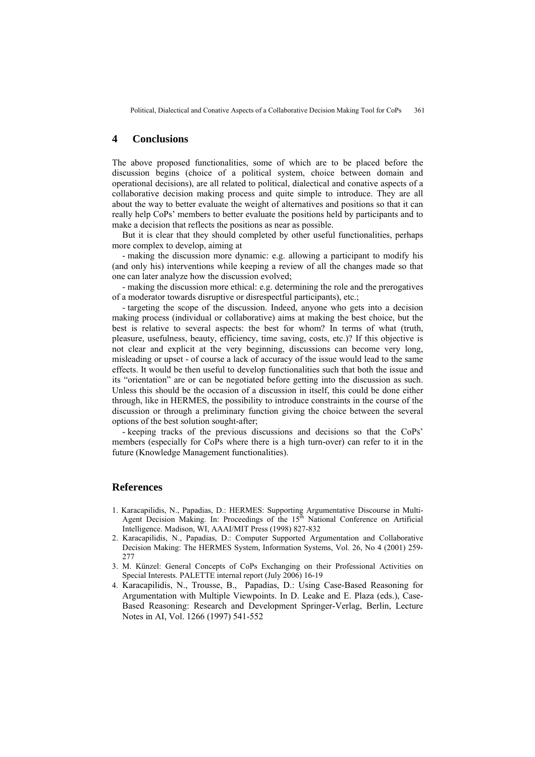## 4 Conclusions

The above proposed functionalities, some of which are to be placed before the discussion begins (choice of a political system, choice between domain and operational decisions), are all related to political, dialectical and conative aspects of a collaborative decision making process and quite simple to introduce. They are all about the way to better evaluate the weight of alternatives and positions so that it can really help CoPs' members to better evaluate the positions held by participants and to make a decision that reflects the positions as near as possible.

But it is clear that they should completed by other useful functionalities, perhaps more complex to develop, aiming at

- making the discussion more dynamic: e.g. allowing a participant to modify his (and only his) interventions while keeping a review of all the changes made so that one can later analyze how the discussion evolved;

- making the discussion more ethical: e.g. determining the role and the prerogatives of a moderator towards disruptive or disrespectful participants), etc.;

- targeting the scope of the discussion. Indeed, anyone who gets into a decision making process (individual or collaborative) aims at making the best choice, but the best is relative to several aspects: the best for whom? In terms of what (truth, pleasure, usefulness, beauty, efficiency, time saving, costs, etc.)? If this objective is not clear and explicit at the very beginning, discussions can become very long, misleading or upset - of course a lack of accuracy of the issue would lead to the same effects. It would be then useful to develop functionalities such that both the issue and its "orientation" are or can be negotiated before getting into the discussion as such. Unless this should be the occasion of a discussion in itself, this could be done either through, like in HERMES, the possibility to introduce constraints in the course of the discussion or through a preliminary function giving the choice between the several options of the best solution sought-after;

- keeping tracks of the previous discussions and decisions so that the CoPs' members (especially for CoPs where there is a high turn-over) can refer to it in the future (Knowledge Management functionalities).

## References

1. Karacapilidis, N., Papadias, D.: HERMES: Supporting Argumentative Discourse in Multi-Agent Decision Making. In: Proceedings of the 15th National Conference on Artificial Intelligence. Madison, WI, AAAI/MIT Press (1998) 827-832
2. Karacapilidis, N., Papadias, D.: Computer Supported Argumentation and Collaborative Decision Making: The HERMES System, Information Systems, Vol. 26, No 4 (2001) 259-277
3. M. Künzel: General Concepts of CoPs Exchanging on their Professional Activities on Special Interests. PALETTE internal report (July 2006) 16-19
4. Karacapilidis, N., Trousse, B., Papadias, D.: Using Case-Based Reasoning for Argumentation with Multiple Viewpoints. In D. Leake and E. Plaza (eds.), Case-Based Reasoning: Research and Development Springer-Verlag, Berlin, Lecture Notes in AI, Vol. 1266 (1997) 541-552